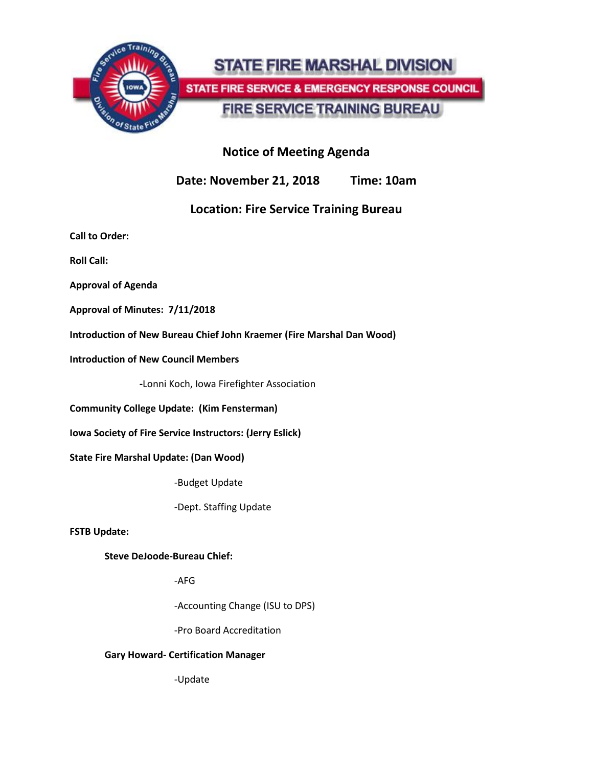# STATE FIRE MARSHAL DIVISION

## STATE FIRE SERVICE & EMERGENCY RESPONSE COUNCIL

## FIRE SERVICE TRAINING BUREAU

**Notice of Meeting Agenda**

**Date: November 21, 2018 Time: 10am**

**Location: Fire Service Training Bureau**

**Call to Order:**

**Roll Call:**

**Approval of Agenda**

**Approval of Minutes: 7/11/2018**

**Introduction of New Bureau Chief John Kraemer (Fire Marshal Dan Wood)**

**Introduction of New Council Members**

- Lonni Koch, Iowa Firefighter Association

**Community College Update: (Kim Fensterman)**

**Iowa Society of Fire Service Instructors: (Jerry Eslick)**

**State Fire Marshal Update: (Dan Wood)**

- Budget Update
- Dept. Staffing Update

**FSTB Update:**

**Steve DeJoode-Bureau Chief:**

- AFG
- Accounting Change (ISU to DPS)
- Pro Board Accreditation

**Gary Howard- Certification Manager**

- Update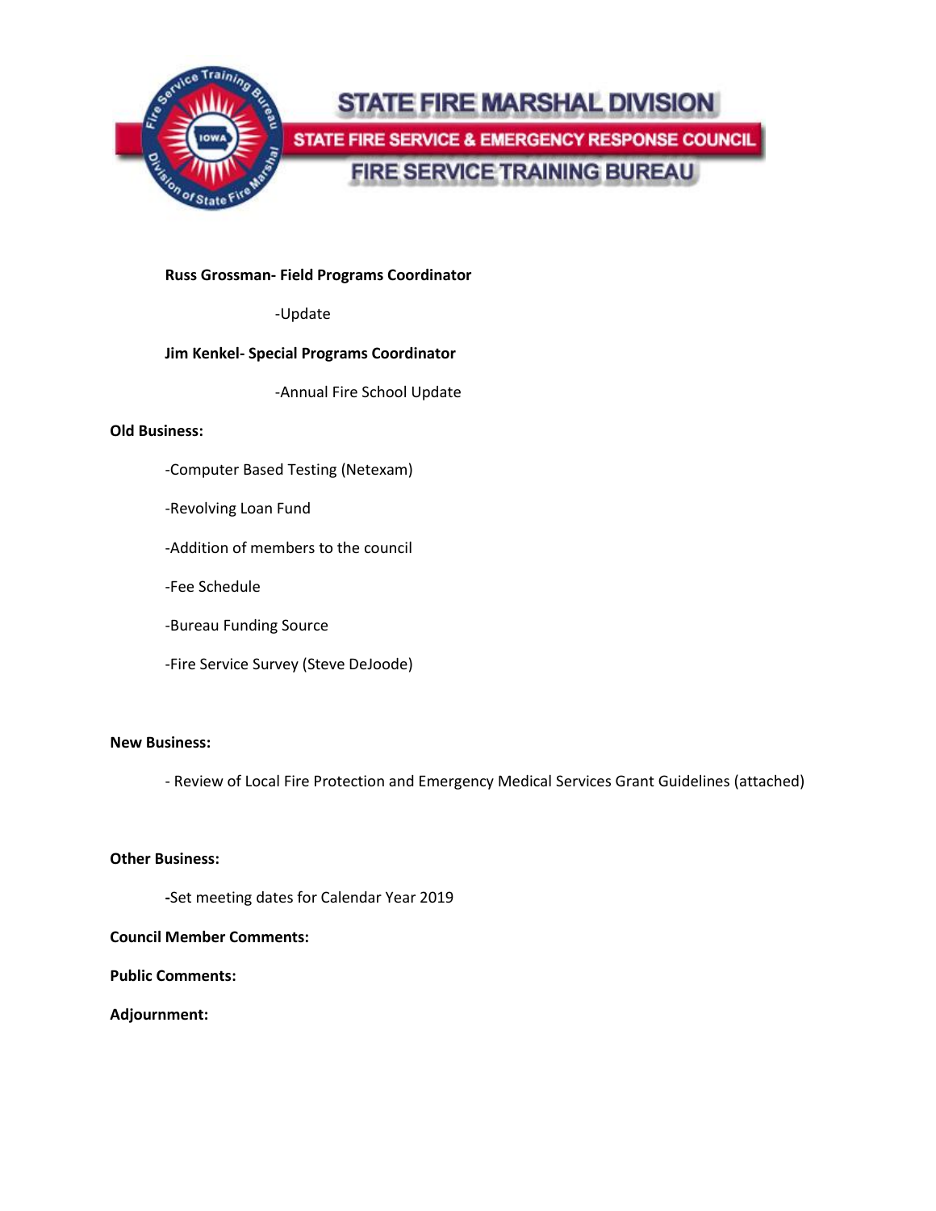STATE FIRE MARSHAL DIVISION

STATE FIRE SERVICE & EMERGENCY RESPONSE COUNCIL

FIRE SERVICE TRAINING BUREAU

**Russ Grossman- Field Programs Coordinator**

-Update

**Jim Kenkel- Special Programs Coordinator**

-Annual Fire School Update

**Old Business:**

-Computer Based Testing (Netexam)

-Revolving Loan Fund

-Addition of members to the council

-Fee Schedule

-Bureau Funding Source

-Fire Service Survey (Steve DeJoode)

**New Business:**

- Review of Local Fire Protection and Emergency Medical Services Grant Guidelines (attached)

**Other Business:**

**-**Set meeting dates for Calendar Year 2019

**Council Member Comments:**

**Public Comments:**

**Adjournment:**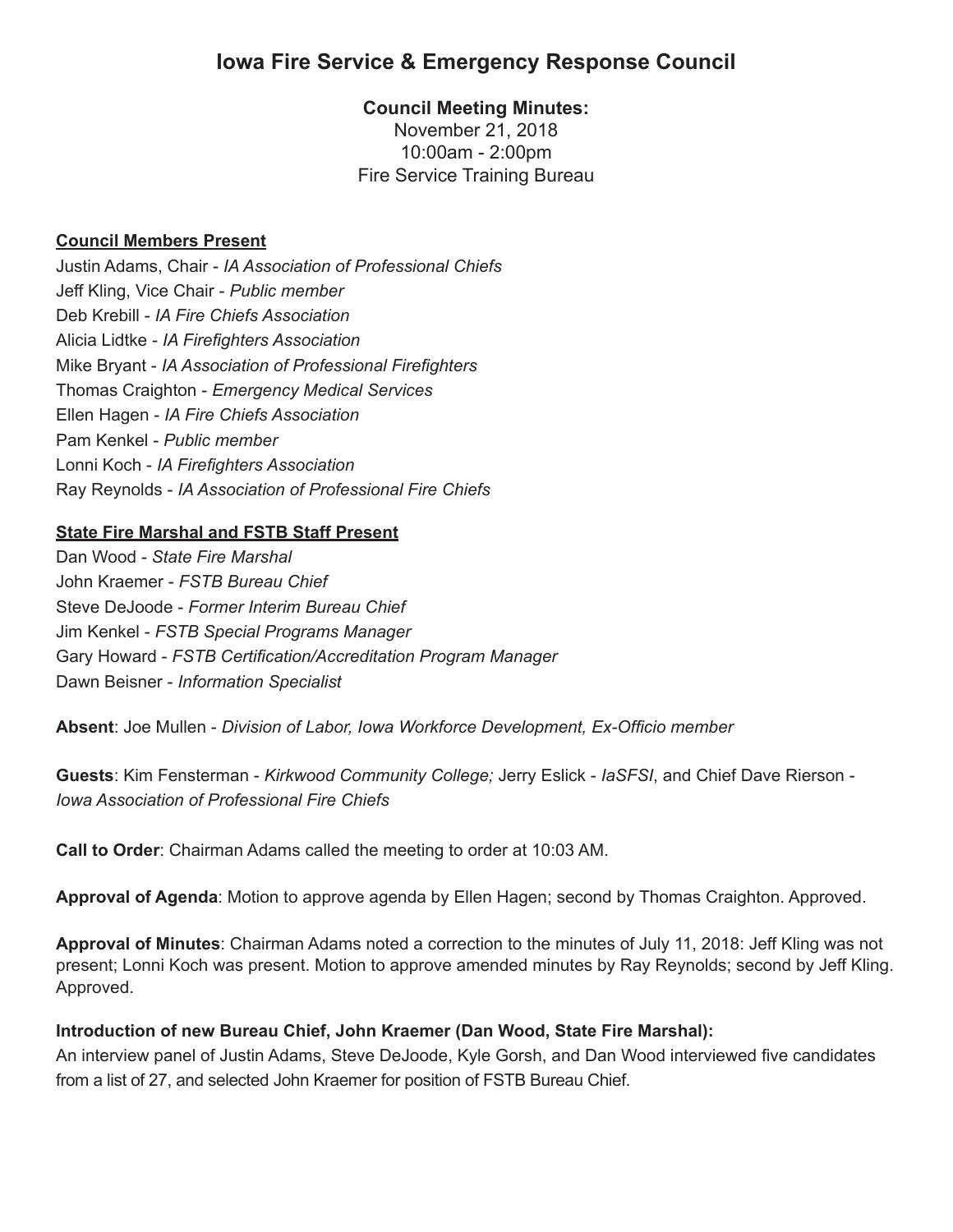# Iowa Fire Service & Emergency Response Council

**Council Meeting Minutes:**
November 21, 2018
10:00am - 2:00pm
Fire Service Training Bureau

**Council Members Present**

Justin Adams, Chair - *IA Association of Professional Chiefs*
Jeff Kling, Vice Chair - *Public member*
Deb Krebill - *IA Fire Chiefs Association*
Alicia Lidtke - *IA Firefighters Association*
Mike Bryant - *IA Association of Professional Firefighters*
Thomas Craighton - *Emergency Medical Services*
Ellen Hagen - *IA Fire Chiefs Association*
Pam Kenkel - *Public member*
Lonni Koch - *IA Firefighters Association*
Ray Reynolds - *IA Association of Professional Fire Chiefs*

**State Fire Marshal and FSTB Staff Present**

Dan Wood - *State Fire Marshal*
John Kraemer - *FSTB Bureau Chief*
Steve DeJoode - *Former Interim Bureau Chief*
Jim Kenkel - *FSTB Special Programs Manager*
Gary Howard - *FSTB Certification/Accreditation Program Manager*
Dawn Beisner - *Information Specialist*

**Absent**: Joe Mullen - *Division of Labor, Iowa Workforce Development, Ex-Officio member*

**Guests**: Kim Fensterman - *Kirkwood Community College;* Jerry Eslick - *IaSFSI*, and Chief Dave Rierson - *Iowa Association of Professional Fire Chiefs*

**Call to Order**: Chairman Adams called the meeting to order at 10:03 AM.

**Approval of Agenda**: Motion to approve agenda by Ellen Hagen; second by Thomas Craighton. Approved.

**Approval of Minutes**: Chairman Adams noted a correction to the minutes of July 11, 2018: Jeff Kling was not present; Lonni Koch was present. Motion to approve amended minutes by Ray Reynolds; second by Jeff Kling. Approved.

**Introduction of new Bureau Chief, John Kraemer (Dan Wood, State Fire Marshal):**
An interview panel of Justin Adams, Steve DeJoode, Kyle Gorsh, and Dan Wood interviewed five candidates from a list of 27, and selected John Kraemer for position of FSTB Bureau Chief.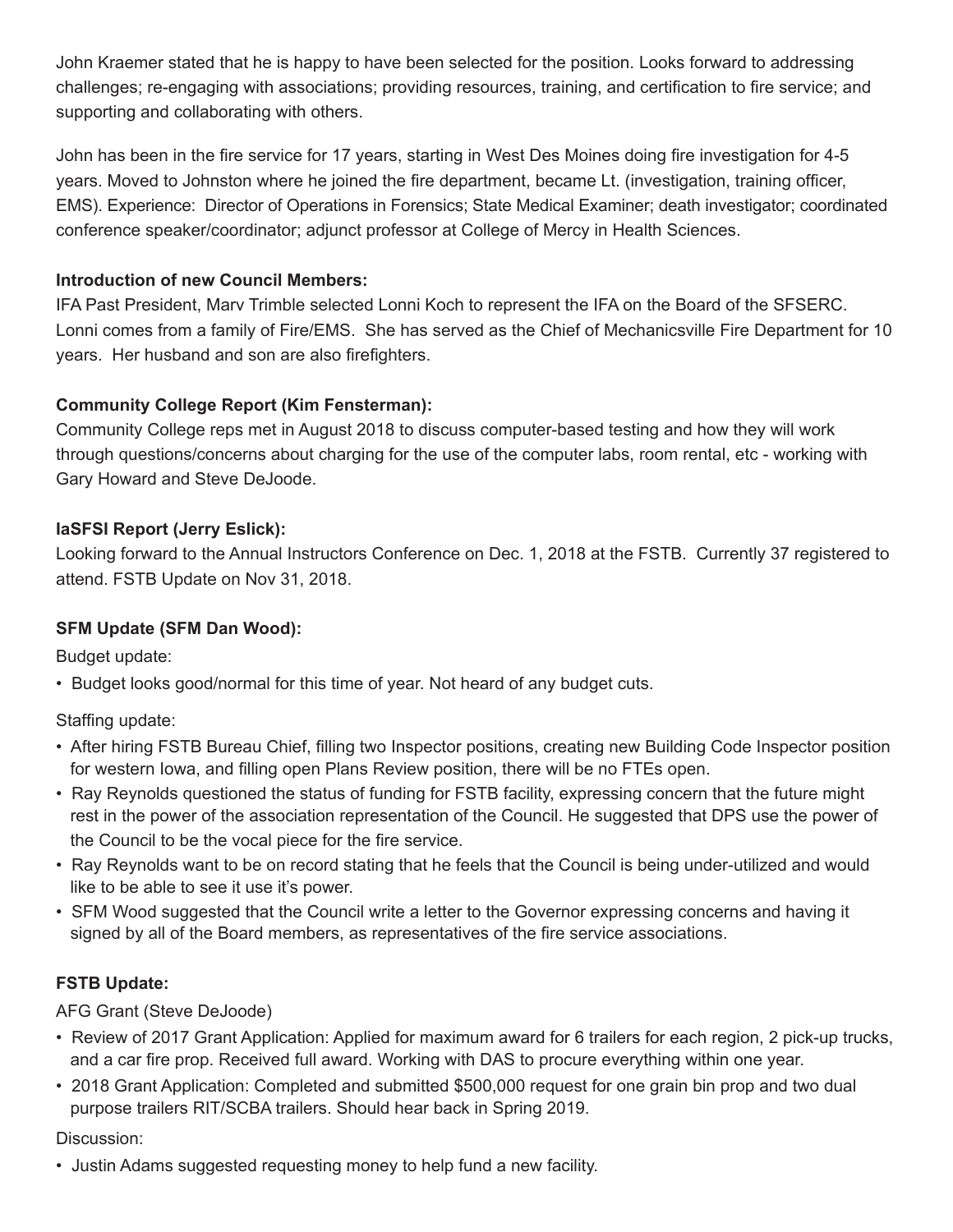John Kraemer stated that he is happy to have been selected for the position. Looks forward to addressing challenges; re-engaging with associations; providing resources, training, and certification to fire service; and supporting and collaborating with others.

John has been in the fire service for 17 years, starting in West Des Moines doing fire investigation for 4-5 years. Moved to Johnston where he joined the fire department, became Lt. (investigation, training officer, EMS). Experience: Director of Operations in Forensics; State Medical Examiner; death investigator; coordinated conference speaker/coordinator; adjunct professor at College of Mercy in Health Sciences.

**Introduction of new Council Members:**
IFA Past President, Marv Trimble selected Lonni Koch to represent the IFA on the Board of the SFSERC. Lonni comes from a family of Fire/EMS. She has served as the Chief of Mechanicsville Fire Department for 10 years. Her husband and son are also firefighters.

**Community College Report (Kim Fensterman):**
Community College reps met in August 2018 to discuss computer-based testing and how they will work through questions/concerns about charging for the use of the computer labs, room rental, etc - working with Gary Howard and Steve DeJoode.

**IaSFSI Report (Jerry Eslick):**
Looking forward to the Annual Instructors Conference on Dec. 1, 2018 at the FSTB. Currently 37 registered to attend. FSTB Update on Nov 31, 2018.

**SFM Update (SFM Dan Wood):**

Budget update:

- Budget looks good/normal for this time of year. Not heard of any budget cuts.

Staffing update:

- After hiring FSTB Bureau Chief, filling two Inspector positions, creating new Building Code Inspector position for western Iowa, and filling open Plans Review position, there will be no FTEs open.
- Ray Reynolds questioned the status of funding for FSTB facility, expressing concern that the future might rest in the power of the association representation of the Council. He suggested that DPS use the power of the Council to be the vocal piece for the fire service.
- Ray Reynolds want to be on record stating that he feels that the Council is being under-utilized and would like to be able to see it use it's power.
- SFM Wood suggested that the Council write a letter to the Governor expressing concerns and having it signed by all of the Board members, as representatives of the fire service associations.

**FSTB Update:**

AFG Grant (Steve DeJoode)

- Review of 2017 Grant Application: Applied for maximum award for 6 trailers for each region, 2 pick-up trucks, and a car fire prop. Received full award. Working with DAS to procure everything within one year.
- 2018 Grant Application: Completed and submitted $500,000 request for one grain bin prop and two dual purpose trailers RIT/SCBA trailers. Should hear back in Spring 2019.

Discussion:

- Justin Adams suggested requesting money to help fund a new facility.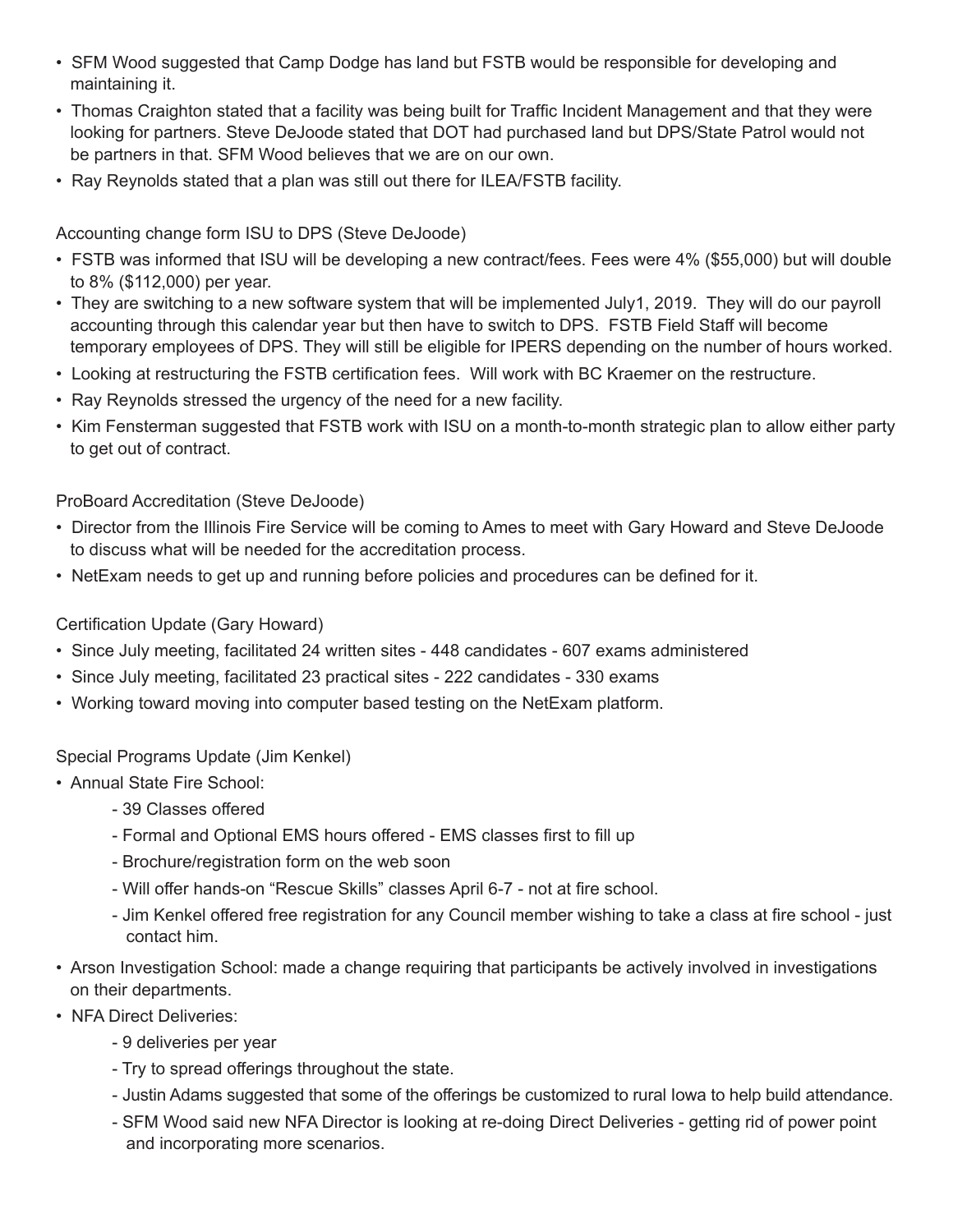- SFM Wood suggested that Camp Dodge has land but FSTB would be responsible for developing and maintaining it.
- Thomas Craighton stated that a facility was being built for Traffic Incident Management and that they were looking for partners. Steve DeJoode stated that DOT had purchased land but DPS/State Patrol would not be partners in that. SFM Wood believes that we are on our own.
- Ray Reynolds stated that a plan was still out there for ILEA/FSTB facility.

Accounting change form ISU to DPS (Steve DeJoode)

- FSTB was informed that ISU will be developing a new contract/fees. Fees were 4% ($55,000) but will double to 8% ($112,000) per year.
- They are switching to a new software system that will be implemented July1, 2019. They will do our payroll accounting through this calendar year but then have to switch to DPS. FSTB Field Staff will become temporary employees of DPS. They will still be eligible for IPERS depending on the number of hours worked.
- Looking at restructuring the FSTB certification fees. Will work with BC Kraemer on the restructure.
- Ray Reynolds stressed the urgency of the need for a new facility.
- Kim Fensterman suggested that FSTB work with ISU on a month-to-month strategic plan to allow either party to get out of contract.

ProBoard Accreditation (Steve DeJoode)

- Director from the Illinois Fire Service will be coming to Ames to meet with Gary Howard and Steve DeJoode to discuss what will be needed for the accreditation process.
- NetExam needs to get up and running before policies and procedures can be defined for it.

Certification Update (Gary Howard)

- Since July meeting, facilitated 24 written sites - 448 candidates - 607 exams administered
- Since July meeting, facilitated 23 practical sites - 222 candidates - 330 exams
- Working toward moving into computer based testing on the NetExam platform.

Special Programs Update (Jim Kenkel)

- Annual State Fire School:
  - 39 Classes offered
  - Formal and Optional EMS hours offered - EMS classes first to fill up
  - Brochure/registration form on the web soon
  - Will offer hands-on "Rescue Skills" classes April 6-7 - not at fire school.
  - Jim Kenkel offered free registration for any Council member wishing to take a class at fire school - just contact him.
- Arson Investigation School: made a change requiring that participants be actively involved in investigations on their departments.
- NFA Direct Deliveries:
  - 9 deliveries per year
  - Try to spread offerings throughout the state.
  - Justin Adams suggested that some of the offerings be customized to rural Iowa to help build attendance.
  - SFM Wood said new NFA Director is looking at re-doing Direct Deliveries - getting rid of power point and incorporating more scenarios.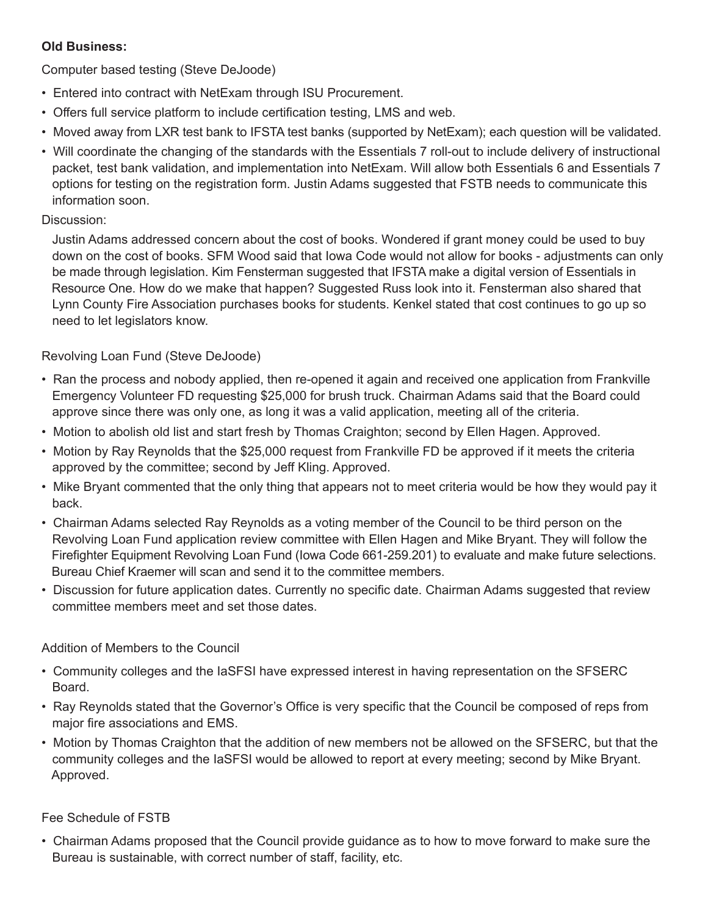**Old Business:**

Computer based testing (Steve DeJoode)

- Entered into contract with NetExam through ISU Procurement.
- Offers full service platform to include certification testing, LMS and web.
- Moved away from LXR test bank to IFSTA test banks (supported by NetExam); each question will be validated.
- Will coordinate the changing of the standards with the Essentials 7 roll-out to include delivery of instructional packet, test bank validation, and implementation into NetExam. Will allow both Essentials 6 and Essentials 7 options for testing on the registration form. Justin Adams suggested that FSTB needs to communicate this information soon.

Discussion:

Justin Adams addressed concern about the cost of books. Wondered if grant money could be used to buy down on the cost of books. SFM Wood said that Iowa Code would not allow for books - adjustments can only be made through legislation. Kim Fensterman suggested that IFSTA make a digital version of Essentials in Resource One. How do we make that happen? Suggested Russ look into it. Fensterman also shared that Lynn County Fire Association purchases books for students. Kenkel stated that cost continues to go up so need to let legislators know.

Revolving Loan Fund (Steve DeJoode)

- Ran the process and nobody applied, then re-opened it again and received one application from Frankville Emergency Volunteer FD requesting $25,000 for brush truck. Chairman Adams said that the Board could approve since there was only one, as long it was a valid application, meeting all of the criteria.
- Motion to abolish old list and start fresh by Thomas Craighton; second by Ellen Hagen. Approved.
- Motion by Ray Reynolds that the $25,000 request from Frankville FD be approved if it meets the criteria approved by the committee; second by Jeff Kling. Approved.
- Mike Bryant commented that the only thing that appears not to meet criteria would be how they would pay it back.
- Chairman Adams selected Ray Reynolds as a voting member of the Council to be third person on the Revolving Loan Fund application review committee with Ellen Hagen and Mike Bryant. They will follow the Firefighter Equipment Revolving Loan Fund (Iowa Code 661-259.201) to evaluate and make future selections. Bureau Chief Kraemer will scan and send it to the committee members.
- Discussion for future application dates. Currently no specific date. Chairman Adams suggested that review committee members meet and set those dates.

Addition of Members to the Council

- Community colleges and the IaSFSI have expressed interest in having representation on the SFSERC Board.
- Ray Reynolds stated that the Governor's Office is very specific that the Council be composed of reps from major fire associations and EMS.
- Motion by Thomas Craighton that the addition of new members not be allowed on the SFSERC, but that the community colleges and the IaSFSI would be allowed to report at every meeting; second by Mike Bryant. Approved.

Fee Schedule of FSTB

- Chairman Adams proposed that the Council provide guidance as to how to move forward to make sure the Bureau is sustainable, with correct number of staff, facility, etc.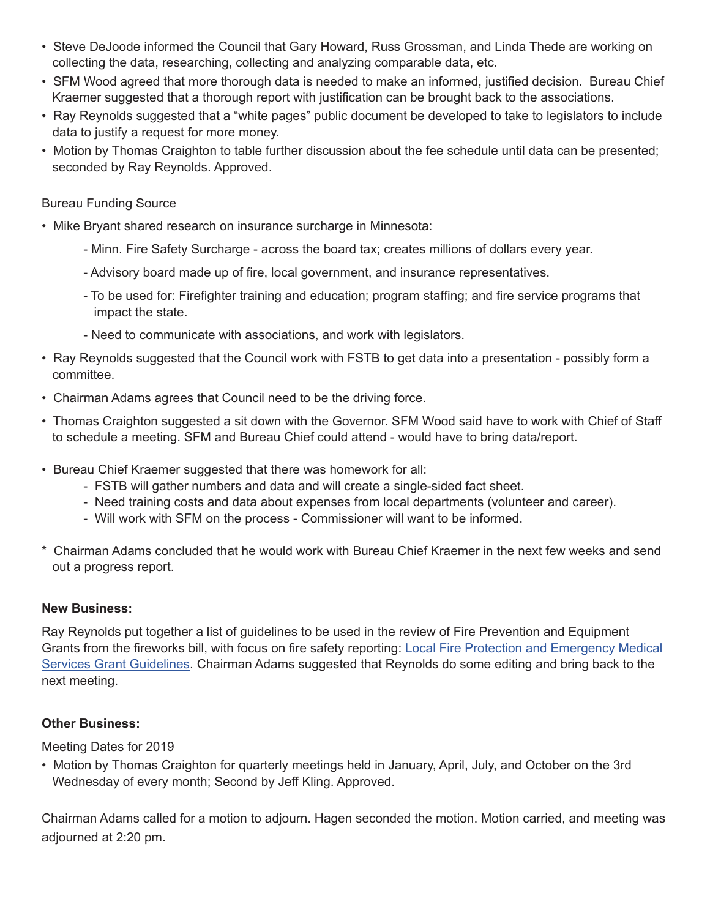- Steve DeJoode informed the Council that Gary Howard, Russ Grossman, and Linda Thede are working on collecting the data, researching, collecting and analyzing comparable data, etc.
- SFM Wood agreed that more thorough data is needed to make an informed, justified decision. Bureau Chief Kraemer suggested that a thorough report with justification can be brought back to the associations.
- Ray Reynolds suggested that a "white pages" public document be developed to take to legislators to include data to justify a request for more money.
- Motion by Thomas Craighton to table further discussion about the fee schedule until data can be presented; seconded by Ray Reynolds. Approved.

Bureau Funding Source

- Mike Bryant shared research on insurance surcharge in Minnesota:
  - Minn. Fire Safety Surcharge - across the board tax; creates millions of dollars every year.
  - Advisory board made up of fire, local government, and insurance representatives.
  - To be used for: Firefighter training and education; program staffing; and fire service programs that impact the state.
  - Need to communicate with associations, and work with legislators.
- Ray Reynolds suggested that the Council work with FSTB to get data into a presentation - possibly form a committee.
- Chairman Adams agrees that Council need to be the driving force.
- Thomas Craighton suggested a sit down with the Governor. SFM Wood said have to work with Chief of Staff to schedule a meeting. SFM and Bureau Chief could attend - would have to bring data/report.
- Bureau Chief Kraemer suggested that there was homework for all:
  - FSTB will gather numbers and data and will create a single-sided fact sheet.
  - Need training costs and data about expenses from local departments (volunteer and career).
  - Will work with SFM on the process - Commissioner will want to be informed.

\* Chairman Adams concluded that he would work with Bureau Chief Kraemer in the next few weeks and send out a progress report.

**New Business:**

Ray Reynolds put together a list of guidelines to be used in the review of Fire Prevention and Equipment Grants from the fireworks bill, with focus on fire safety reporting: [Local Fire Protection and Emergency Medical Services Grant Guidelines](). Chairman Adams suggested that Reynolds do some editing and bring back to the next meeting.

**Other Business:**

Meeting Dates for 2019

- Motion by Thomas Craighton for quarterly meetings held in January, April, July, and October on the 3rd Wednesday of every month; Second by Jeff Kling. Approved.

Chairman Adams called for a motion to adjourn. Hagen seconded the motion. Motion carried, and meeting was adjourned at 2:20 pm.